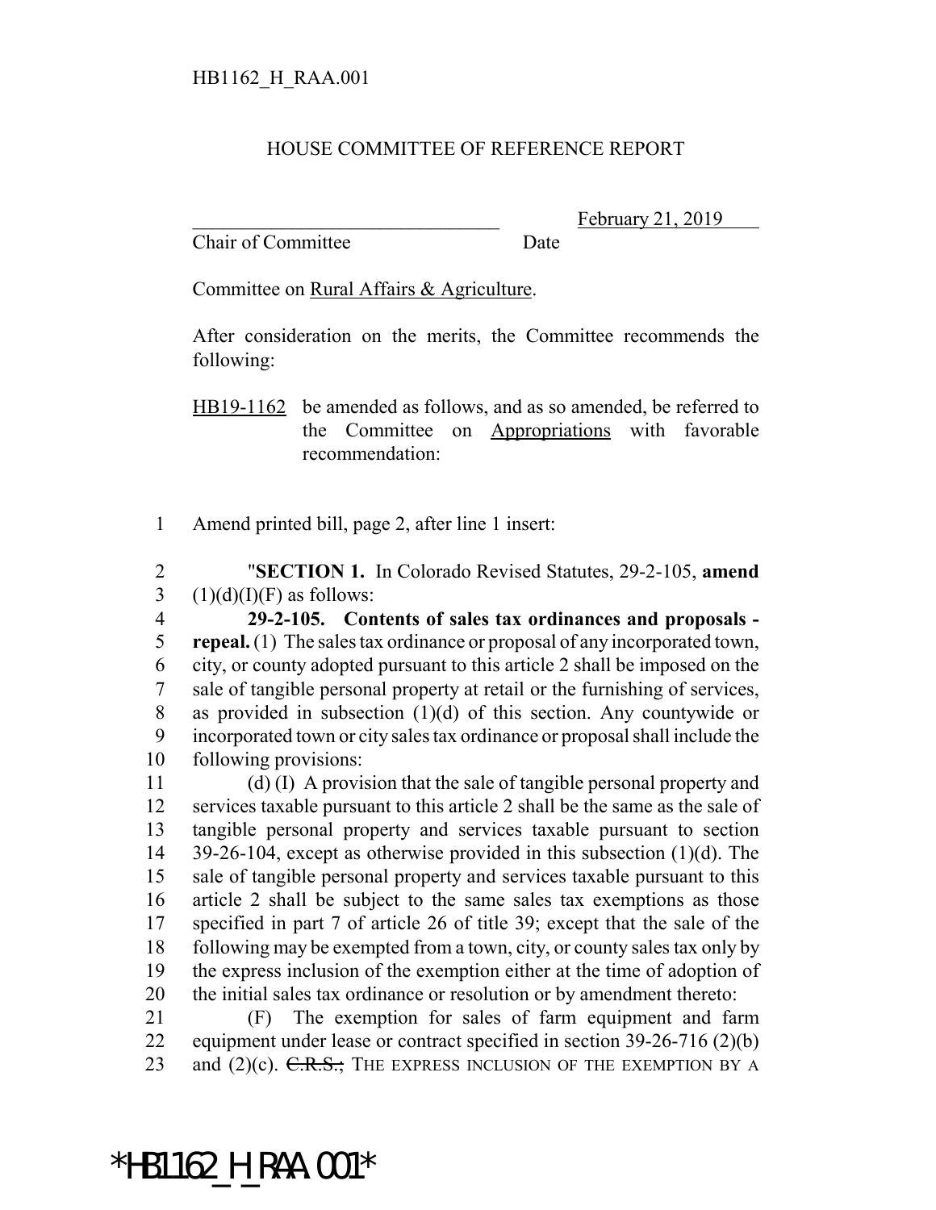HB1162_H_RAA.001

HOUSE COMMITTEE OF REFERENCE REPORT

________________________________ February 21, 2019
Chair of Committee Date

Committee on Rural Affairs & Agriculture.

After consideration on the merits, the Committee recommends the following:

HB19-1162 be amended as follows, and as so amended, be referred to the Committee on Appropriations with favorable recommendation:

1 Amend printed bill, page 2, after line 1 insert:

2 "**SECTION 1.** In Colorado Revised Statutes, 29-2-105, **amend**
3 (1)(d)(I)(F) as follows:

4 **29-2-105. Contents of sales tax ordinances and proposals -**
5 **repeal.** (1) The sales tax ordinance or proposal of any incorporated town,
6 city, or county adopted pursuant to this article 2 shall be imposed on the
7 sale of tangible personal property at retail or the furnishing of services,
8 as provided in subsection (1)(d) of this section. Any countywide or
9 incorporated town or city sales tax ordinance or proposal shall include the
10 following provisions:

11 (d) (I) A provision that the sale of tangible personal property and
12 services taxable pursuant to this article 2 shall be the same as the sale of
13 tangible personal property and services taxable pursuant to section
14 39-26-104, except as otherwise provided in this subsection (1)(d). The
15 sale of tangible personal property and services taxable pursuant to this
16 article 2 shall be subject to the same sales tax exemptions as those
17 specified in part 7 of article 26 of title 39; except that the sale of the
18 following may be exempted from a town, city, or county sales tax only by
19 the express inclusion of the exemption either at the time of adoption of
20 the initial sales tax ordinance or resolution or by amendment thereto:

21 (F) The exemption for sales of farm equipment and farm
22 equipment under lease or contract specified in section 39-26-716 (2)(b)
23 and (2)(c). ~~C.R.S.;~~ THE EXPRESS INCLUSION OF THE EXEMPTION BY A

*HB1162_H_RAA.001*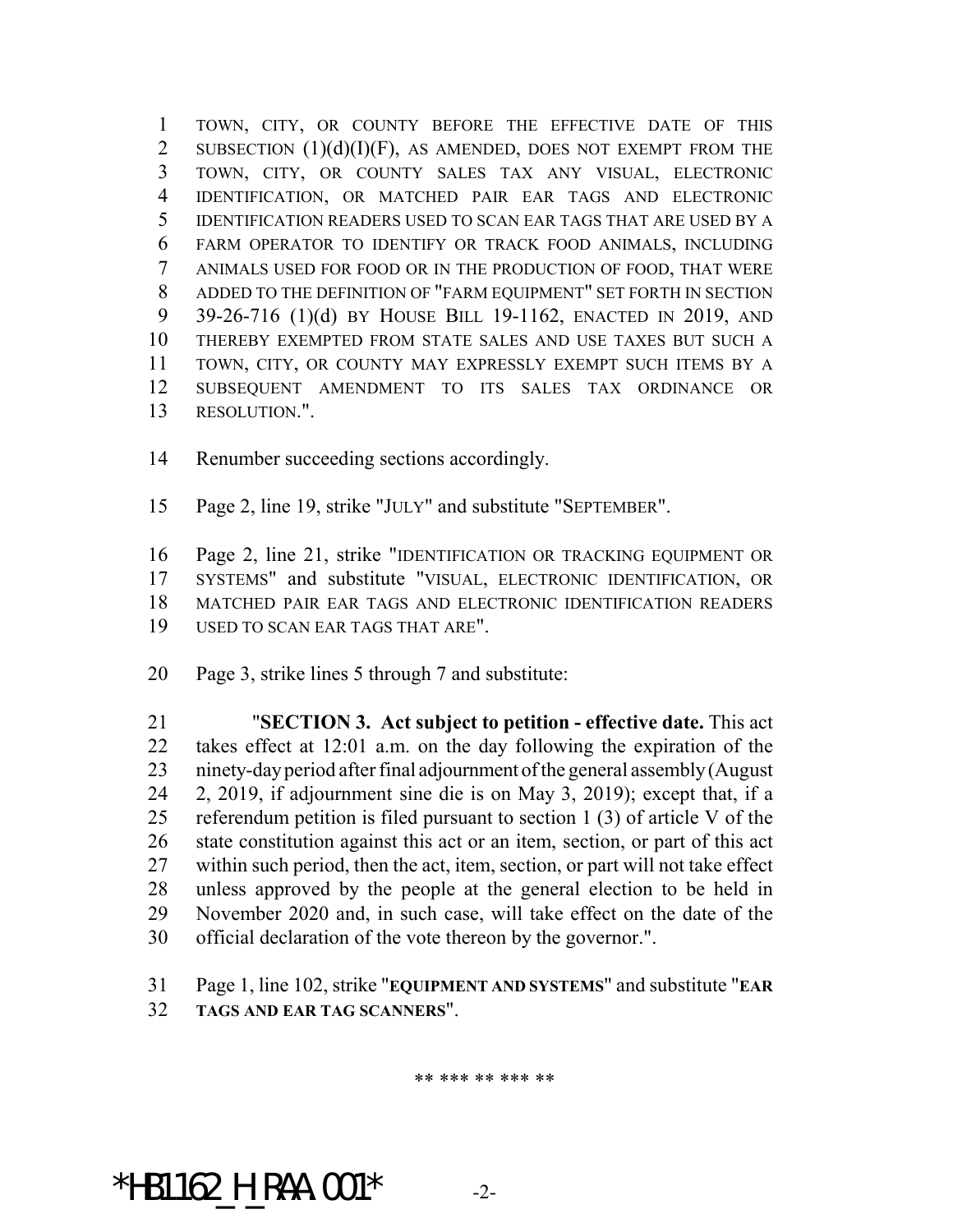TOWN, CITY, OR COUNTY BEFORE THE EFFECTIVE DATE OF THIS SUBSECTION (1)(d)(I)(F), AS AMENDED, DOES NOT EXEMPT FROM THE TOWN, CITY, OR COUNTY SALES TAX ANY VISUAL, ELECTRONIC IDENTIFICATION, OR MATCHED PAIR EAR TAGS AND ELECTRONIC IDENTIFICATION READERS USED TO SCAN EAR TAGS THAT ARE USED BY A FARM OPERATOR TO IDENTIFY OR TRACK FOOD ANIMALS, INCLUDING ANIMALS USED FOR FOOD OR IN THE PRODUCTION OF FOOD, THAT WERE ADDED TO THE DEFINITION OF "FARM EQUIPMENT" SET FORTH IN SECTION 39-26-716 (1)(d) BY HOUSE BILL 19-1162, ENACTED IN 2019, AND THEREBY EXEMPTED FROM STATE SALES AND USE TAXES BUT SUCH A TOWN, CITY, OR COUNTY MAY EXPRESSLY EXEMPT SUCH ITEMS BY A SUBSEQUENT AMENDMENT TO ITS SALES TAX ORDINANCE OR RESOLUTION.".

Renumber succeeding sections accordingly.

Page 2, line 19, strike "JULY" and substitute "SEPTEMBER".

Page 2, line 21, strike "IDENTIFICATION OR TRACKING EQUIPMENT OR SYSTEMS" and substitute "VISUAL, ELECTRONIC IDENTIFICATION, OR MATCHED PAIR EAR TAGS AND ELECTRONIC IDENTIFICATION READERS USED TO SCAN EAR TAGS THAT ARE".

Page 3, strike lines 5 through 7 and substitute:

"**SECTION 3. Act subject to petition - effective date.** This act takes effect at 12:01 a.m. on the day following the expiration of the ninety-day period after final adjournment of the general assembly (August 2, 2019, if adjournment sine die is on May 3, 2019); except that, if a referendum petition is filed pursuant to section 1 (3) of article V of the state constitution against this act or an item, section, or part of this act within such period, then the act, item, section, or part will not take effect unless approved by the people at the general election to be held in November 2020 and, in such case, will take effect on the date of the official declaration of the vote thereon by the governor.".

Page 1, line 102, strike "**EQUIPMENT AND SYSTEMS**" and substitute "**EAR TAGS AND EAR TAG SCANNERS**".

** *** ** *** **